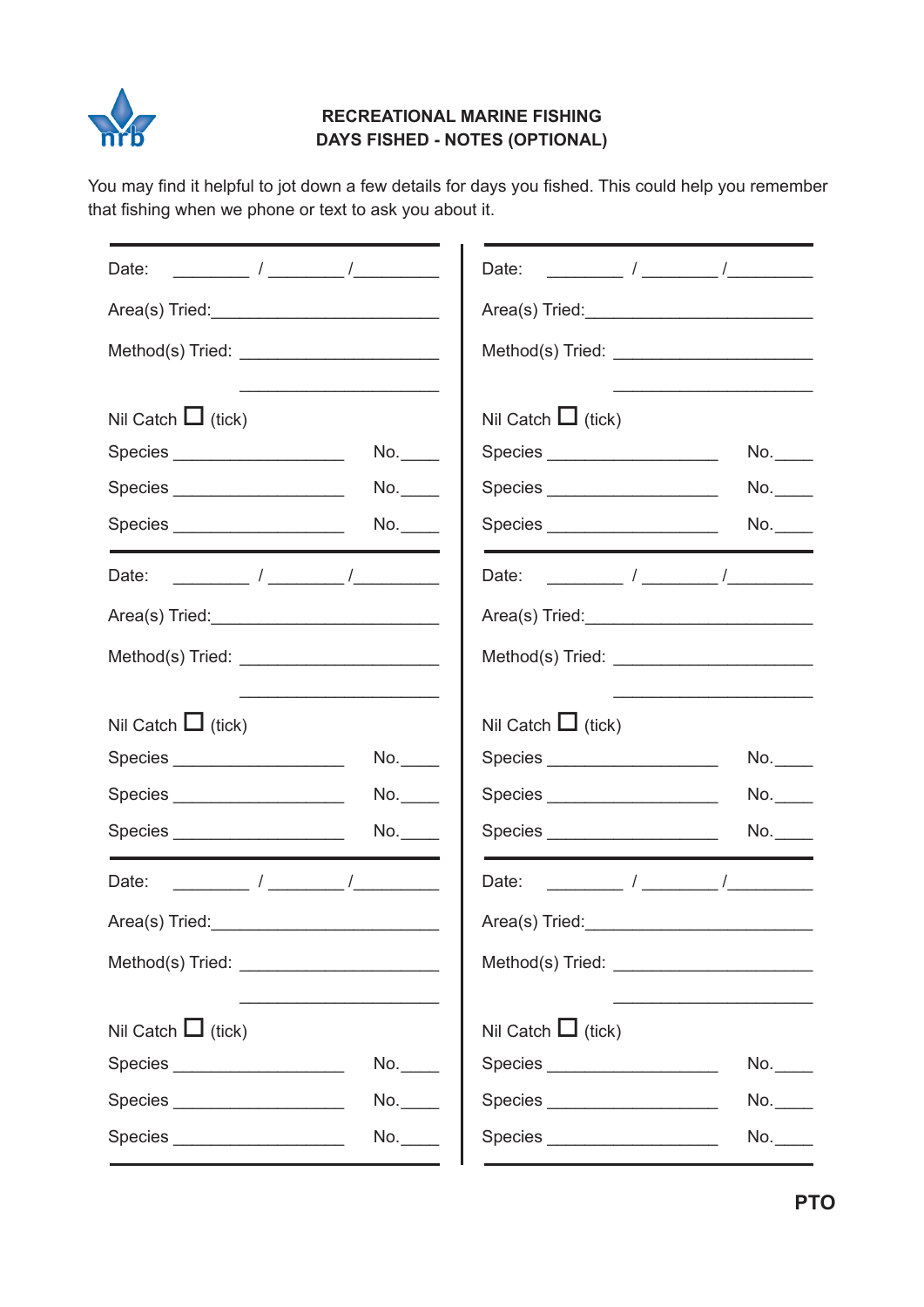# RECREATIONAL MARINE FISHING
## DAYS FISHED - NOTES (OPTIONAL)

You may find it helpful to jot down a few details for days you fished. This could help you remember that fishing when we phone or text to ask you about it.

---

Date: ________ / ________ /________

Area(s) Tried:________________________

Method(s) Tried: _____________________

_____________________

Nil Catch ☐ (tick)

Species __________________ No.____

Species __________________ No.____

Species __________________ No.____

---

Date: ________ / ________ /________

Area(s) Tried:________________________

Method(s) Tried: _____________________

_____________________

Nil Catch ☐ (tick)

Species __________________ No.____

Species __________________ No.____

Species __________________ No.____

---

Date: ________ / ________ /________

Area(s) Tried:________________________

Method(s) Tried: _____________________

_____________________

Nil Catch ☐ (tick)

Species __________________ No.____

Species __________________ No.____

Species __________________ No.____

---

Date: ________ / ________ /________

Area(s) Tried:________________________

Method(s) Tried: _____________________

_____________________

Nil Catch ☐ (tick)

Species __________________ No.____

Species __________________ No.____

Species __________________ No.____

---

Date: ________ / ________ /________

Area(s) Tried:________________________

Method(s) Tried: _____________________

_____________________

Nil Catch ☐ (tick)

Species __________________ No.____

Species __________________ No.____

Species __________________ No.____

---

Date: ________ / ________ /________

Area(s) Tried:________________________

Method(s) Tried: _____________________

_____________________

Nil Catch ☐ (tick)

Species __________________ No.____

Species __________________ No.____

Species __________________ No.____

---

**PTO**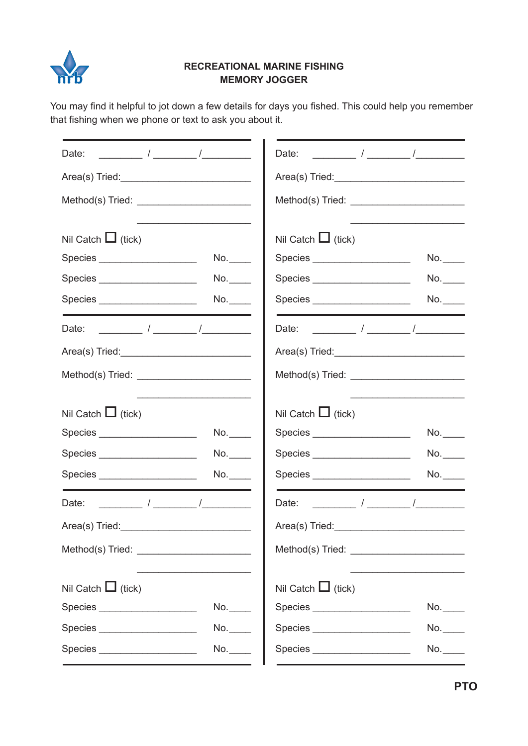**RECREATIONAL MARINE FISHING**
**MEMORY JOGGER**

You may find it helpful to jot down a few details for days you fished. This could help you remember that fishing when we phone or text to ask you about it.

Date: ________ / ________ /_________

Area(s) Tried:________________________

Method(s) Tried: _____________________

_____________________

Nil Catch ☐ (tick)

Species __________________ No.____

Species __________________ No.____

Species __________________ No.____

---

Date: ________ / ________ /_________

Area(s) Tried:________________________

Method(s) Tried: _____________________

_____________________

Nil Catch ☐ (tick)

Species __________________ No.____

Species __________________ No.____

Species __________________ No.____

---

Date: ________ / ________ /_________

Area(s) Tried:________________________

Method(s) Tried: _____________________

_____________________

Nil Catch ☐ (tick)

Species __________________ No.____

Species __________________ No.____

Species __________________ No.____

---

Date: ________ / ________ /_________

Area(s) Tried:________________________

Method(s) Tried: _____________________

_____________________

Nil Catch ☐ (tick)

Species __________________ No.____

Species __________________ No.____

Species __________________ No.____

---

Date: ________ / ________ /_________

Area(s) Tried:________________________

Method(s) Tried: _____________________

_____________________

Nil Catch ☐ (tick)

Species __________________ No.____

Species __________________ No.____

Species __________________ No.____

---

Date: ________ / ________ /_________

Area(s) Tried:________________________

Method(s) Tried: _____________________

_____________________

Nil Catch ☐ (tick)

Species __________________ No.____

Species __________________ No.____

Species __________________ No.____

**PTO**